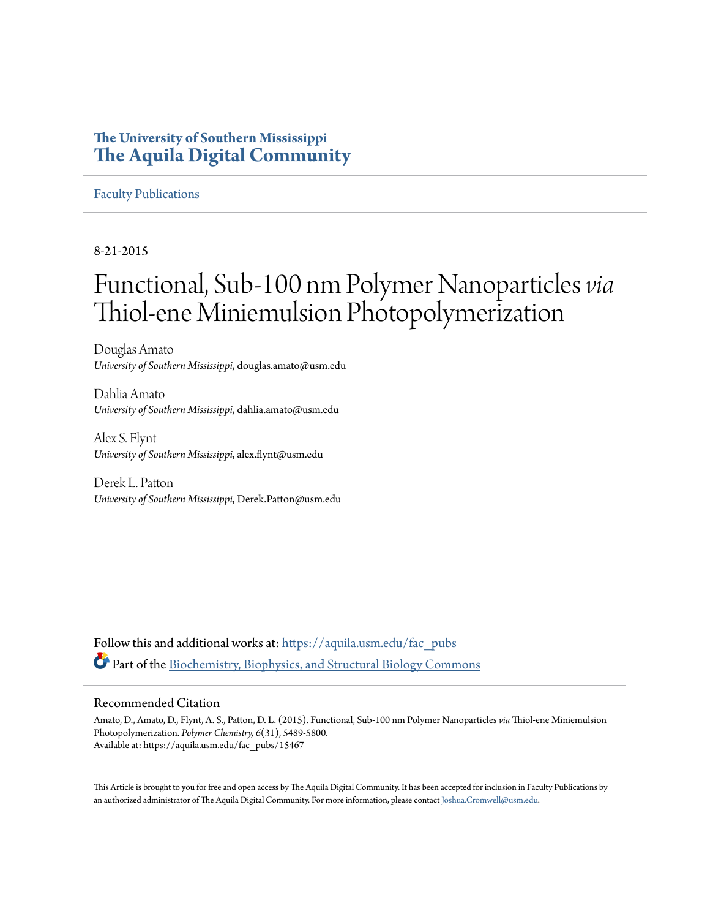**The University of Southern Mississippi**
# The Aquila Digital Community

Faculty Publications

8-21-2015

# Functional, Sub-100 nm Polymer Nanoparticles *via* Thiol-ene Miniemulsion Photopolymerization

Douglas Amato
*University of Southern Mississippi*, douglas.amato@usm.edu

Dahlia Amato
*University of Southern Mississippi*, dahlia.amato@usm.edu

Alex S. Flynt
*University of Southern Mississippi*, alex.flynt@usm.edu

Derek L. Patton
*University of Southern Mississippi*, Derek.Patton@usm.edu

Follow this and additional works at: https://aquila.usm.edu/fac_pubs

Part of the Biochemistry, Biophysics, and Structural Biology Commons

## Recommended Citation

Amato, D., Amato, D., Flynt, A. S., Patton, D. L. (2015). Functional, Sub-100 nm Polymer Nanoparticles *via* Thiol-ene Miniemulsion Photopolymerization. *Polymer Chemistry, 6*(31), 5489-5800.
Available at: https://aquila.usm.edu/fac_pubs/15467

This Article is brought to you for free and open access by The Aquila Digital Community. It has been accepted for inclusion in Faculty Publications by an authorized administrator of The Aquila Digital Community. For more information, please contact Joshua.Cromwell@usm.edu.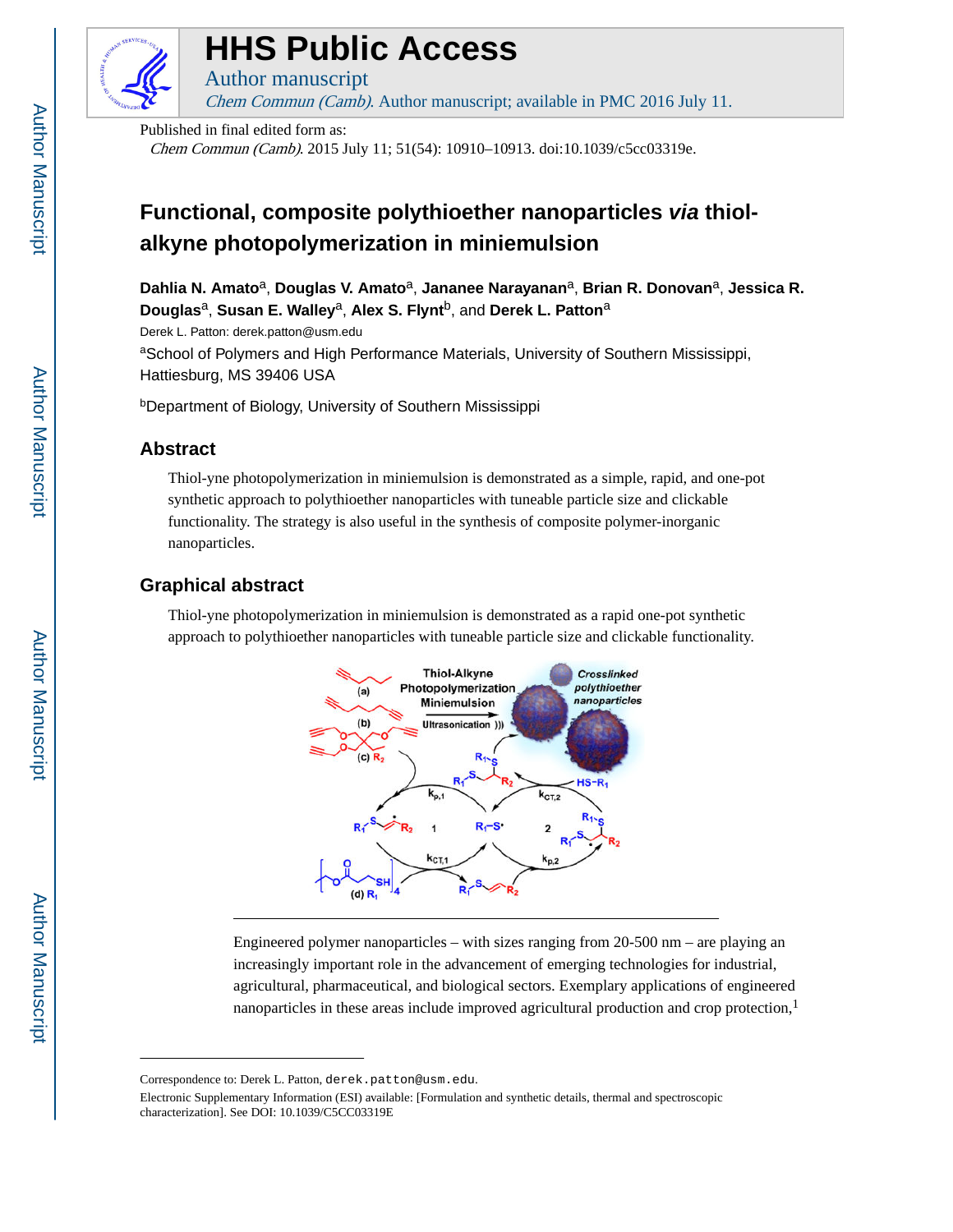# Functional, composite polythioether nanoparticles *via* thiol-alkyne photopolymerization in miniemulsion

**Dahlia N. Amato**[a], **Douglas V. Amato**[a], **Jananee Narayanan**[a], **Brian R. Donovan**[a], **Jessica R. Douglas**[a], **Susan E. Walley**[a], **Alex S. Flynt**[b], and **Derek L. Patton**[a]

Derek L. Patton: derek.patton@usm.edu

[a]School of Polymers and High Performance Materials, University of Southern Mississippi, Hattiesburg, MS 39406 USA

[b]Department of Biology, University of Southern Mississippi

## Abstract

Thiol-yne photopolymerization in miniemulsion is demonstrated as a simple, rapid, and one-pot synthetic approach to polythioether nanoparticles with tuneable particle size and clickable functionality. The strategy is also useful in the synthesis of composite polymer-inorganic nanoparticles.

## Graphical abstract

Thiol-yne photopolymerization in miniemulsion is demonstrated as a rapid one-pot synthetic approach to polythioether nanoparticles with tuneable particle size and clickable functionality.

Thiol-Alkyne Photopolymerization Miniemulsion

Ultrasonication )))

Crosslinked polythioether nanoparticles

(a)

(b)

(c) $R_2$

(d) $R_1$

$k_{p,1}$

$k_{CT,2}$

$k_{CT,1}$

$k_{p,2}$

$HS-R_1$

$R_1-S\cdot$

1

2

---

Engineered polymer nanoparticles – with sizes ranging from 20-500 nm – are playing an increasingly important role in the advancement of emerging technologies for industrial, agricultural, pharmaceutical, and biological sectors. Exemplary applications of engineered nanoparticles in these areas include improved agricultural production and crop protection,[1]

---

Correspondence to: Derek L. Patton, derek.patton@usm.edu.

Electronic Supplementary Information (ESI) available: [Formulation and synthetic details, thermal and spectroscopic characterization]. See DOI: 10.1039/C5CC03319E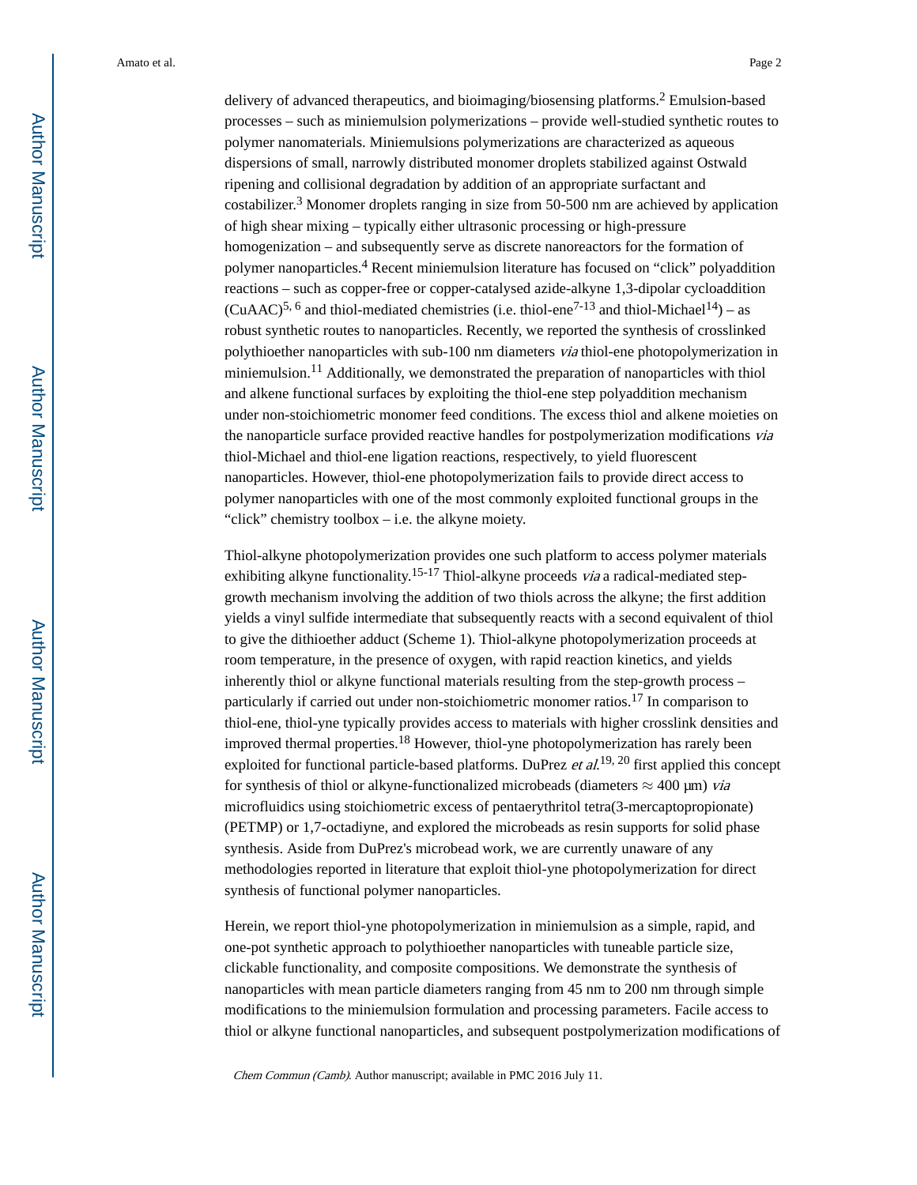delivery of advanced therapeutics, and bioimaging/biosensing platforms.[2] Emulsion-based processes – such as miniemulsion polymerizations – provide well-studied synthetic routes to polymer nanomaterials. Miniemulsions polymerizations are characterized as aqueous dispersions of small, narrowly distributed monomer droplets stabilized against Ostwald ripening and collisional degradation by addition of an appropriate surfactant and costabilizer.[3] Monomer droplets ranging in size from 50-500 nm are achieved by application of high shear mixing – typically either ultrasonic processing or high-pressure homogenization – and subsequently serve as discrete nanoreactors for the formation of polymer nanoparticles.[4] Recent miniemulsion literature has focused on "click" polyaddition reactions – such as copper-free or copper-catalysed azide-alkyne 1,3-dipolar cycloaddition (CuAAC)[5, 6] and thiol-mediated chemistries (i.e. thiol-ene[7-13] and thiol-Michael[14]) – as robust synthetic routes to nanoparticles. Recently, we reported the synthesis of crosslinked polythioether nanoparticles with sub-100 nm diameters *via* thiol-ene photopolymerization in miniemulsion.[11] Additionally, we demonstrated the preparation of nanoparticles with thiol and alkene functional surfaces by exploiting the thiol-ene step polyaddition mechanism under non-stoichiometric monomer feed conditions. The excess thiol and alkene moieties on the nanoparticle surface provided reactive handles for postpolymerization modifications *via* thiol-Michael and thiol-ene ligation reactions, respectively, to yield fluorescent nanoparticles. However, thiol-ene photopolymerization fails to provide direct access to polymer nanoparticles with one of the most commonly exploited functional groups in the "click" chemistry toolbox – i.e. the alkyne moiety.

Thiol-alkyne photopolymerization provides one such platform to access polymer materials exhibiting alkyne functionality.[15-17] Thiol-alkyne proceeds *via* a radical-mediated step-growth mechanism involving the addition of two thiols across the alkyne; the first addition yields a vinyl sulfide intermediate that subsequently reacts with a second equivalent of thiol to give the dithioether adduct (Scheme 1). Thiol-alkyne photopolymerization proceeds at room temperature, in the presence of oxygen, with rapid reaction kinetics, and yields inherently thiol or alkyne functional materials resulting from the step-growth process – particularly if carried out under non-stoichiometric monomer ratios.[17] In comparison to thiol-ene, thiol-yne typically provides access to materials with higher crosslink densities and improved thermal properties.[18] However, thiol-yne photopolymerization has rarely been exploited for functional particle-based platforms. DuPrez *et al.*[19, 20] first applied this concept for synthesis of thiol or alkyne-functionalized microbeads (diameters ≈ 400 μm) *via* microfluidics using stoichiometric excess of pentaerythritol tetra(3-mercaptopropionate) (PETMP) or 1,7-octadiyne, and explored the microbeads as resin supports for solid phase synthesis. Aside from DuPrez's microbead work, we are currently unaware of any methodologies reported in literature that exploit thiol-yne photopolymerization for direct synthesis of functional polymer nanoparticles.

Herein, we report thiol-yne photopolymerization in miniemulsion as a simple, rapid, and one-pot synthetic approach to polythioether nanoparticles with tuneable particle size, clickable functionality, and composite compositions. We demonstrate the synthesis of nanoparticles with mean particle diameters ranging from 45 nm to 200 nm through simple modifications to the miniemulsion formulation and processing parameters. Facile access to thiol or alkyne functional nanoparticles, and subsequent postpolymerization modifications of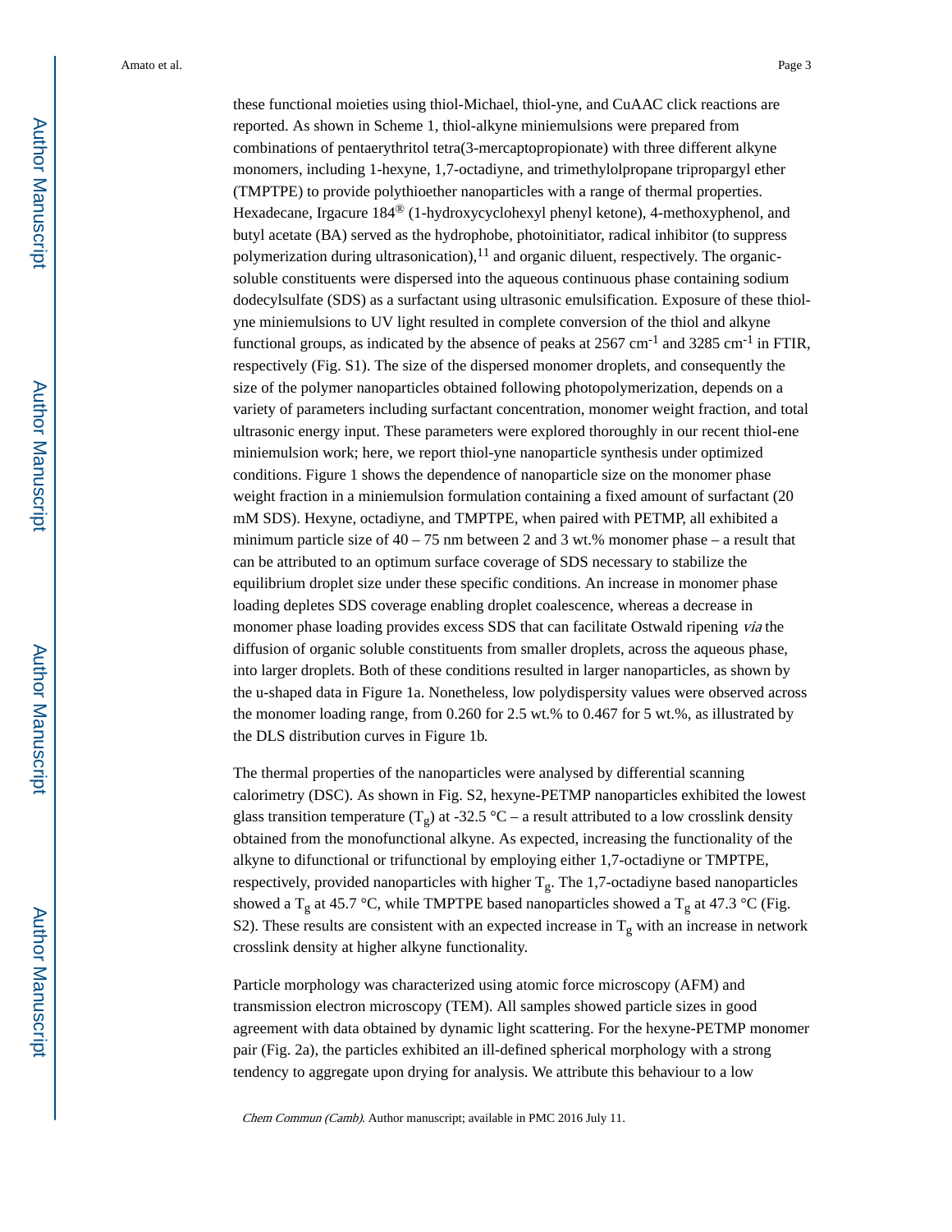these functional moieties using thiol-Michael, thiol-yne, and CuAAC click reactions are reported. As shown in Scheme 1, thiol-alkyne miniemulsions were prepared from combinations of pentaerythritol tetra(3-mercaptopropionate) with three different alkyne monomers, including 1-hexyne, 1,7-octadiyne, and trimethylolpropane tripropargyl ether (TMPTPE) to provide polythioether nanoparticles with a range of thermal properties. Hexadecane, Irgacure 184® (1-hydroxycyclohexyl phenyl ketone), 4-methoxyphenol, and butyl acetate (BA) served as the hydrophobe, photoinitiator, radical inhibitor (to suppress polymerization during ultrasonication),[11] and organic diluent, respectively. The organic-soluble constituents were dispersed into the aqueous continuous phase containing sodium dodecylsulfate (SDS) as a surfactant using ultrasonic emulsification. Exposure of these thiol-yne miniemulsions to UV light resulted in complete conversion of the thiol and alkyne functional groups, as indicated by the absence of peaks at 2567 $cm^{-1}$ and 3285 $cm^{-1}$ in FTIR, respectively (Fig. S1). The size of the dispersed monomer droplets, and consequently the size of the polymer nanoparticles obtained following photopolymerization, depends on a variety of parameters including surfactant concentration, monomer weight fraction, and total ultrasonic energy input. These parameters were explored thoroughly in our recent thiol-ene miniemulsion work; here, we report thiol-yne nanoparticle synthesis under optimized conditions. Figure 1 shows the dependence of nanoparticle size on the monomer phase weight fraction in a miniemulsion formulation containing a fixed amount of surfactant (20 mM SDS). Hexyne, octadiyne, and TMPTPE, when paired with PETMP, all exhibited a minimum particle size of 40 – 75 nm between 2 and 3 wt.% monomer phase – a result that can be attributed to an optimum surface coverage of SDS necessary to stabilize the equilibrium droplet size under these specific conditions. An increase in monomer phase loading depletes SDS coverage enabling droplet coalescence, whereas a decrease in monomer phase loading provides excess SDS that can facilitate Ostwald ripening *via* the diffusion of organic soluble constituents from smaller droplets, across the aqueous phase, into larger droplets. Both of these conditions resulted in larger nanoparticles, as shown by the u-shaped data in Figure 1a. Nonetheless, low polydispersity values were observed across the monomer loading range, from 0.260 for 2.5 wt.% to 0.467 for 5 wt.%, as illustrated by the DLS distribution curves in Figure 1b.

The thermal properties of the nanoparticles were analysed by differential scanning calorimetry (DSC). As shown in Fig. S2, hexyne-PETMP nanoparticles exhibited the lowest glass transition temperature ($T_g$) at -32.5 °C – a result attributed to a low crosslink density obtained from the monofunctional alkyne. As expected, increasing the functionality of the alkyne to difunctional or trifunctional by employing either 1,7-octadiyne or TMPTPE, respectively, provided nanoparticles with higher $T_g$. The 1,7-octadiyne based nanoparticles showed a $T_g$ at 45.7 °C, while TMPTPE based nanoparticles showed a $T_g$ at 47.3 °C (Fig. S2). These results are consistent with an expected increase in $T_g$ with an increase in network crosslink density at higher alkyne functionality.

Particle morphology was characterized using atomic force microscopy (AFM) and transmission electron microscopy (TEM). All samples showed particle sizes in good agreement with data obtained by dynamic light scattering. For the hexyne-PETMP monomer pair (Fig. 2a), the particles exhibited an ill-defined spherical morphology with a strong tendency to aggregate upon drying for analysis. We attribute this behaviour to a low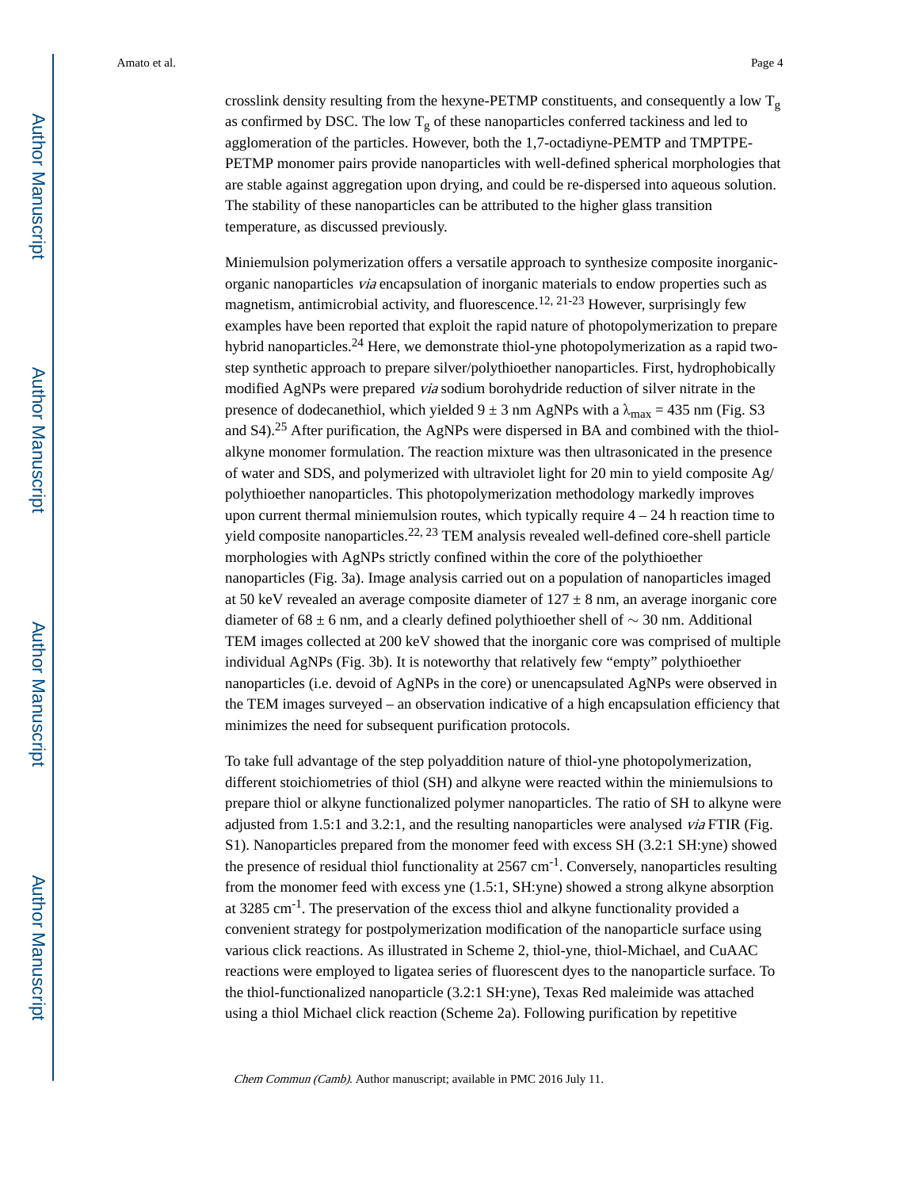crosslink density resulting from the hexyne-PETMP constituents, and consequently a low $T_g$ as confirmed by DSC. The low $T_g$ of these nanoparticles conferred tackiness and led to agglomeration of the particles. However, both the 1,7-octadiyne-PEMTP and TMPTPE-PETMP monomer pairs provide nanoparticles with well-defined spherical morphologies that are stable against aggregation upon drying, and could be re-dispersed into aqueous solution. The stability of these nanoparticles can be attributed to the higher glass transition temperature, as discussed previously.

Miniemulsion polymerization offers a versatile approach to synthesize composite inorganic-organic nanoparticles *via* encapsulation of inorganic materials to endow properties such as magnetism, antimicrobial activity, and fluorescence.[12, 21-23] However, surprisingly few examples have been reported that exploit the rapid nature of photopolymerization to prepare hybrid nanoparticles.[24] Here, we demonstrate thiol-yne photopolymerization as a rapid two-step synthetic approach to prepare silver/polythioether nanoparticles. First, hydrophobically modified AgNPs were prepared *via* sodium borohydride reduction of silver nitrate in the presence of dodecanethiol, which yielded 9 ± 3 nm AgNPs with a $\lambda_{max}$ = 435 nm (Fig. S3 and S4).[25] After purification, the AgNPs were dispersed in BA and combined with the thiol-alkyne monomer formulation. The reaction mixture was then ultrasonicated in the presence of water and SDS, and polymerized with ultraviolet light for 20 min to yield composite Ag/polythioether nanoparticles. This photopolymerization methodology markedly improves upon current thermal miniemulsion routes, which typically require 4 – 24 h reaction time to yield composite nanoparticles.[22, 23] TEM analysis revealed well-defined core-shell particle morphologies with AgNPs strictly confined within the core of the polythioether nanoparticles (Fig. 3a). Image analysis carried out on a population of nanoparticles imaged at 50 keV revealed an average composite diameter of 127 ± 8 nm, an average inorganic core diameter of 68 ± 6 nm, and a clearly defined polythioether shell of ~ 30 nm. Additional TEM images collected at 200 keV showed that the inorganic core was comprised of multiple individual AgNPs (Fig. 3b). It is noteworthy that relatively few "empty" polythioether nanoparticles (i.e. devoid of AgNPs in the core) or unencapsulated AgNPs were observed in the TEM images surveyed – an observation indicative of a high encapsulation efficiency that minimizes the need for subsequent purification protocols.

To take full advantage of the step polyaddition nature of thiol-yne photopolymerization, different stoichiometries of thiol (SH) and alkyne were reacted within the miniemulsions to prepare thiol or alkyne functionalized polymer nanoparticles. The ratio of SH to alkyne were adjusted from 1.5:1 and 3.2:1, and the resulting nanoparticles were analysed *via* FTIR (Fig. S1). Nanoparticles prepared from the monomer feed with excess SH (3.2:1 SH:yne) showed the presence of residual thiol functionality at 2567 $cm^{-1}$. Conversely, nanoparticles resulting from the monomer feed with excess yne (1.5:1, SH:yne) showed a strong alkyne absorption at 3285 $cm^{-1}$. The preservation of the excess thiol and alkyne functionality provided a convenient strategy for postpolymerization modification of the nanoparticle surface using various click reactions. As illustrated in Scheme 2, thiol-yne, thiol-Michael, and CuAAC reactions were employed to ligatea series of fluorescent dyes to the nanoparticle surface. To the thiol-functionalized nanoparticle (3.2:1 SH:yne), Texas Red maleimide was attached using a thiol Michael click reaction (Scheme 2a). Following purification by repetitive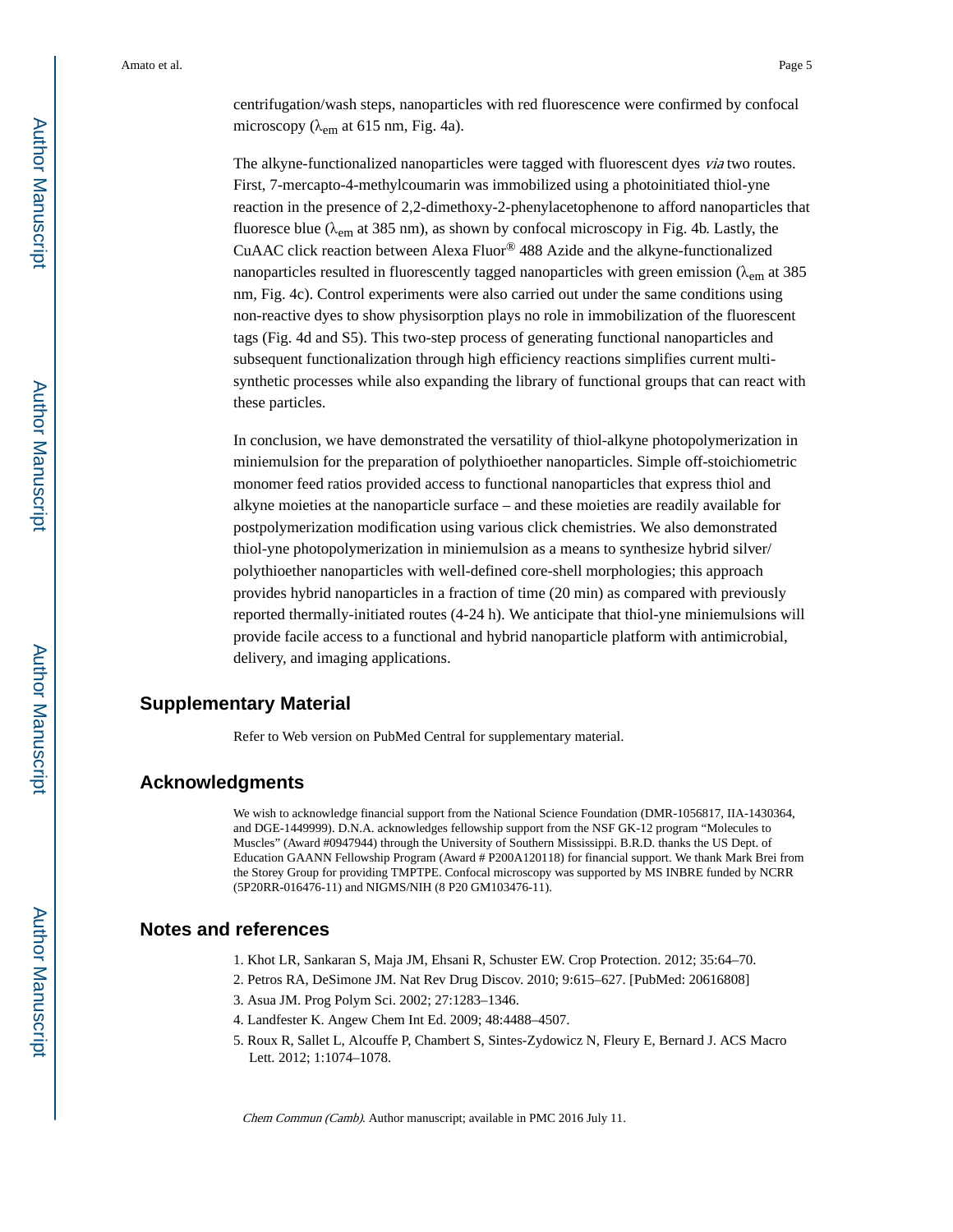centrifugation/wash steps, nanoparticles with red fluorescence were confirmed by confocal microscopy ($\lambda_{em}$ at 615 nm, Fig. 4a).

The alkyne-functionalized nanoparticles were tagged with fluorescent dyes *via* two routes. First, 7-mercapto-4-methylcoumarin was immobilized using a photoinitiated thiol-yne reaction in the presence of 2,2-dimethoxy-2-phenylacetophenone to afford nanoparticles that fluoresce blue ($\lambda_{em}$ at 385 nm), as shown by confocal microscopy in Fig. 4b. Lastly, the CuAAC click reaction between Alexa Fluor® 488 Azide and the alkyne-functionalized nanoparticles resulted in fluorescently tagged nanoparticles with green emission ($\lambda_{em}$ at 385 nm, Fig. 4c). Control experiments were also carried out under the same conditions using non-reactive dyes to show physisorption plays no role in immobilization of the fluorescent tags (Fig. 4d and S5). This two-step process of generating functional nanoparticles and subsequent functionalization through high efficiency reactions simplifies current multi-synthetic processes while also expanding the library of functional groups that can react with these particles.

In conclusion, we have demonstrated the versatility of thiol-alkyne photopolymerization in miniemulsion for the preparation of polythioether nanoparticles. Simple off-stoichiometric monomer feed ratios provided access to functional nanoparticles that express thiol and alkyne moieties at the nanoparticle surface – and these moieties are readily available for postpolymerization modification using various click chemistries. We also demonstrated thiol-yne photopolymerization in miniemulsion as a means to synthesize hybrid silver/polythioether nanoparticles with well-defined core-shell morphologies; this approach provides hybrid nanoparticles in a fraction of time (20 min) as compared with previously reported thermally-initiated routes (4-24 h). We anticipate that thiol-yne miniemulsions will provide facile access to a functional and hybrid nanoparticle platform with antimicrobial, delivery, and imaging applications.

## Supplementary Material

Refer to Web version on PubMed Central for supplementary material.

## Acknowledgments

We wish to acknowledge financial support from the National Science Foundation (DMR-1056817, IIA-1430364, and DGE-1449999). D.N.A. acknowledges fellowship support from the NSF GK-12 program "Molecules to Muscles" (Award #0947944) through the University of Southern Mississippi. B.R.D. thanks the US Dept. of Education GAANN Fellowship Program (Award # P200A120118) for financial support. We thank Mark Brei from the Storey Group for providing TMPTPE. Confocal microscopy was supported by MS INBRE funded by NCRR (5P20RR-016476-11) and NIGMS/NIH (8 P20 GM103476-11).

## Notes and references

1. Khot LR, Sankaran S, Maja JM, Ehsani R, Schuster EW. Crop Protection. 2012; 35:64–70.
2. Petros RA, DeSimone JM. Nat Rev Drug Discov. 2010; 9:615–627. [PubMed: 20616808]
3. Asua JM. Prog Polym Sci. 2002; 27:1283–1346.
4. Landfester K. Angew Chem Int Ed. 2009; 48:4488–4507.
5. Roux R, Sallet L, Alcouffe P, Chambert S, Sintes-Zydowicz N, Fleury E, Bernard J. ACS Macro Lett. 2012; 1:1074–1078.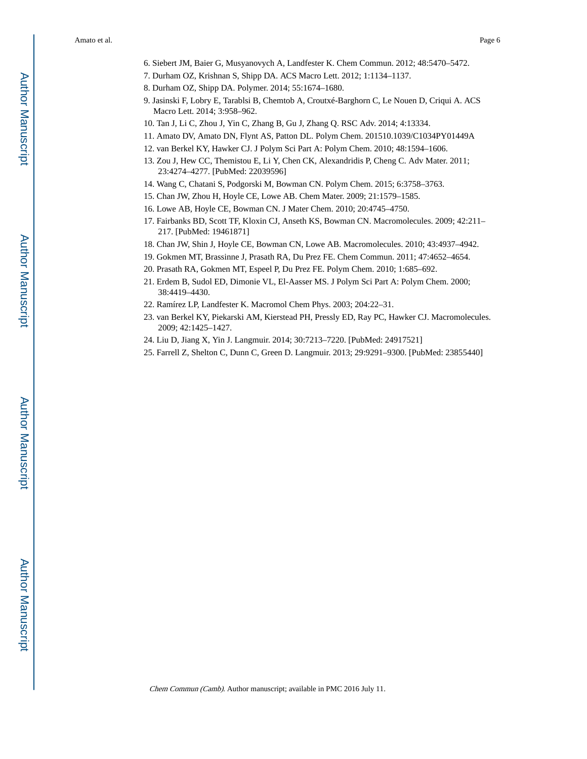6. Siebert JM, Baier G, Musyanovych A, Landfester K. Chem Commun. 2012; 48:5470–5472.
7. Durham OZ, Krishnan S, Shipp DA. ACS Macro Lett. 2012; 1:1134–1137.
8. Durham OZ, Shipp DA. Polymer. 2014; 55:1674–1680.
9. Jasinski F, Lobry E, Tarablsi B, Chemtob A, Croutxé-Barghorn C, Le Nouen D, Criqui A. ACS Macro Lett. 2014; 3:958–962.
10. Tan J, Li C, Zhou J, Yin C, Zhang B, Gu J, Zhang Q. RSC Adv. 2014; 4:13334.
11. Amato DV, Amato DN, Flynt AS, Patton DL. Polym Chem. 201510.1039/C1034PY01449A
12. van Berkel KY, Hawker CJ. J Polym Sci Part A: Polym Chem. 2010; 48:1594–1606.
13. Zou J, Hew CC, Themistou E, Li Y, Chen CK, Alexandridis P, Cheng C. Adv Mater. 2011; 23:4274–4277. [PubMed: 22039596]
14. Wang C, Chatani S, Podgorski M, Bowman CN. Polym Chem. 2015; 6:3758–3763.
15. Chan JW, Zhou H, Hoyle CE, Lowe AB. Chem Mater. 2009; 21:1579–1585.
16. Lowe AB, Hoyle CE, Bowman CN. J Mater Chem. 2010; 20:4745–4750.
17. Fairbanks BD, Scott TF, Kloxin CJ, Anseth KS, Bowman CN. Macromolecules. 2009; 42:211–217. [PubMed: 19461871]
18. Chan JW, Shin J, Hoyle CE, Bowman CN, Lowe AB. Macromolecules. 2010; 43:4937–4942.
19. Gokmen MT, Brassinne J, Prasath RA, Du Prez FE. Chem Commun. 2011; 47:4652–4654.
20. Prasath RA, Gokmen MT, Espeel P, Du Prez FE. Polym Chem. 2010; 1:685–692.
21. Erdem B, Sudol ED, Dimonie VL, El-Aasser MS. J Polym Sci Part A: Polym Chem. 2000; 38:4419–4430.
22. Ramírez LP, Landfester K. Macromol Chem Phys. 2003; 204:22–31.
23. van Berkel KY, Piekarski AM, Kierstead PH, Pressly ED, Ray PC, Hawker CJ. Macromolecules. 2009; 42:1425–1427.
24. Liu D, Jiang X, Yin J. Langmuir. 2014; 30:7213–7220. [PubMed: 24917521]
25. Farrell Z, Shelton C, Dunn C, Green D. Langmuir. 2013; 29:9291–9300. [PubMed: 23855440]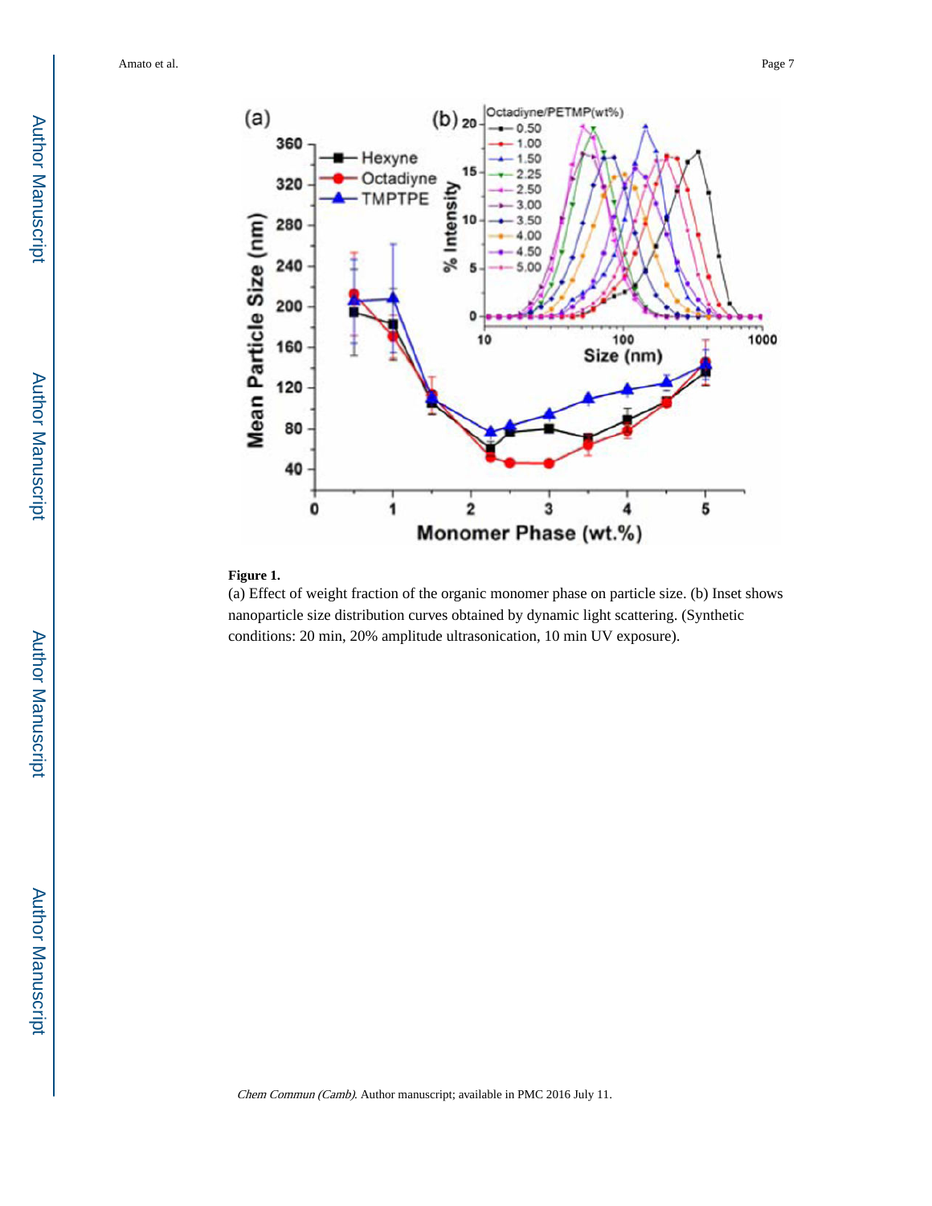(a)

(b)

Octadiyne/PETMP(wt%)

0.50
1.00
1.50
2.25
2.50
3.00
3.50
4.00
4.50
5.00

% Intensity

20
15
10
5
0

10
100
1000

Size (nm)

Hexyne
Octadiyne
TMPTPE

Mean Particle Size (nm)

360
320
280
240
200
160
120
80
40

0
1
2
3
4
5

Monomer Phase (wt.%)

**Figure 1.**

(a) Effect of weight fraction of the organic monomer phase on particle size. (b) Inset shows nanoparticle size distribution curves obtained by dynamic light scattering. (Synthetic conditions: 20 min, 20% amplitude ultrasonication, 10 min UV exposure).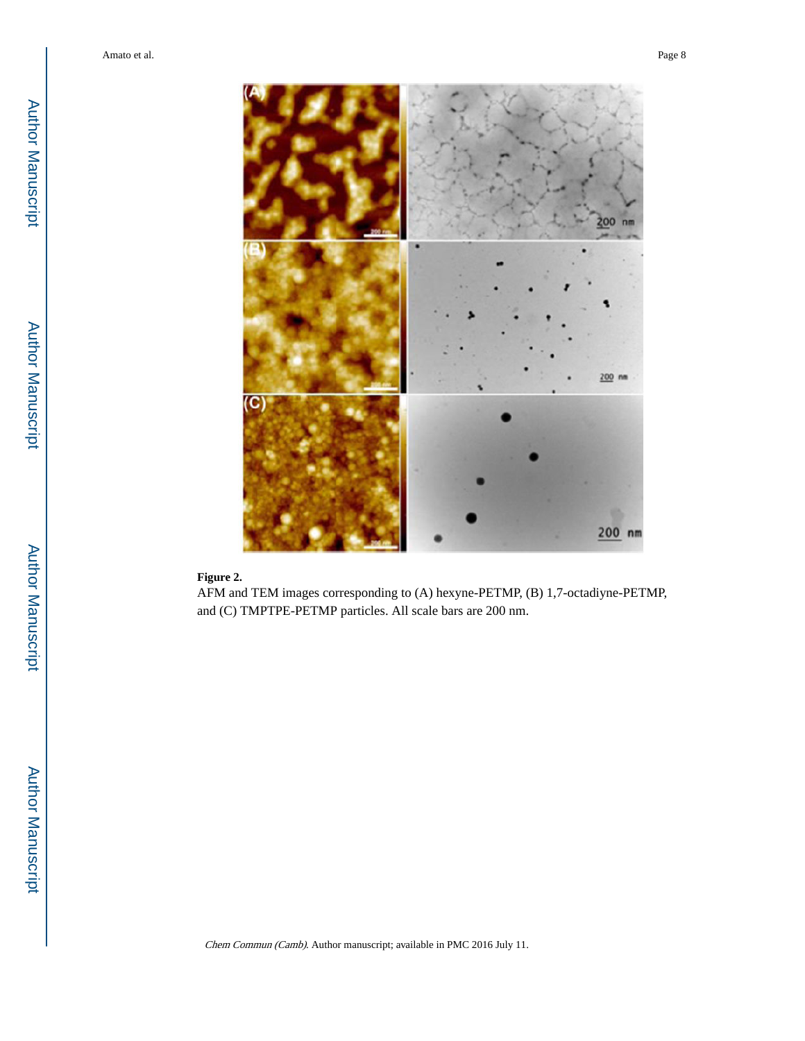**Figure 2.**

AFM and TEM images corresponding to (A) hexyne-PETMP, (B) 1,7-octadiyne-PETMP, and (C) TMPTPE-PETMP particles. All scale bars are 200 nm.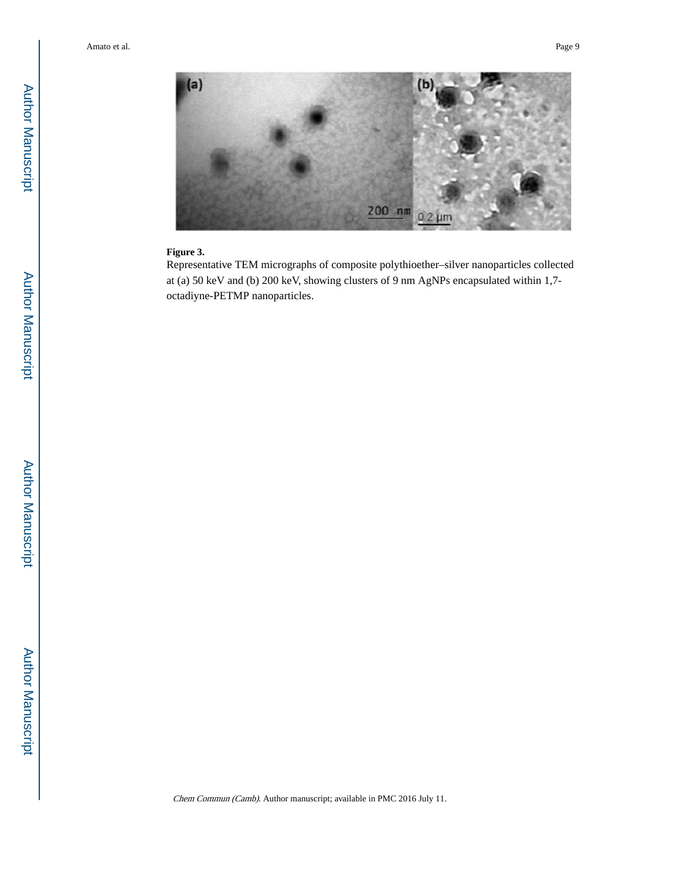**Figure 3.**

Representative TEM micrographs of composite polythioether–silver nanoparticles collected at (a) 50 keV and (b) 200 keV, showing clusters of 9 nm AgNPs encapsulated within 1,7-octadiyne-PETMP nanoparticles.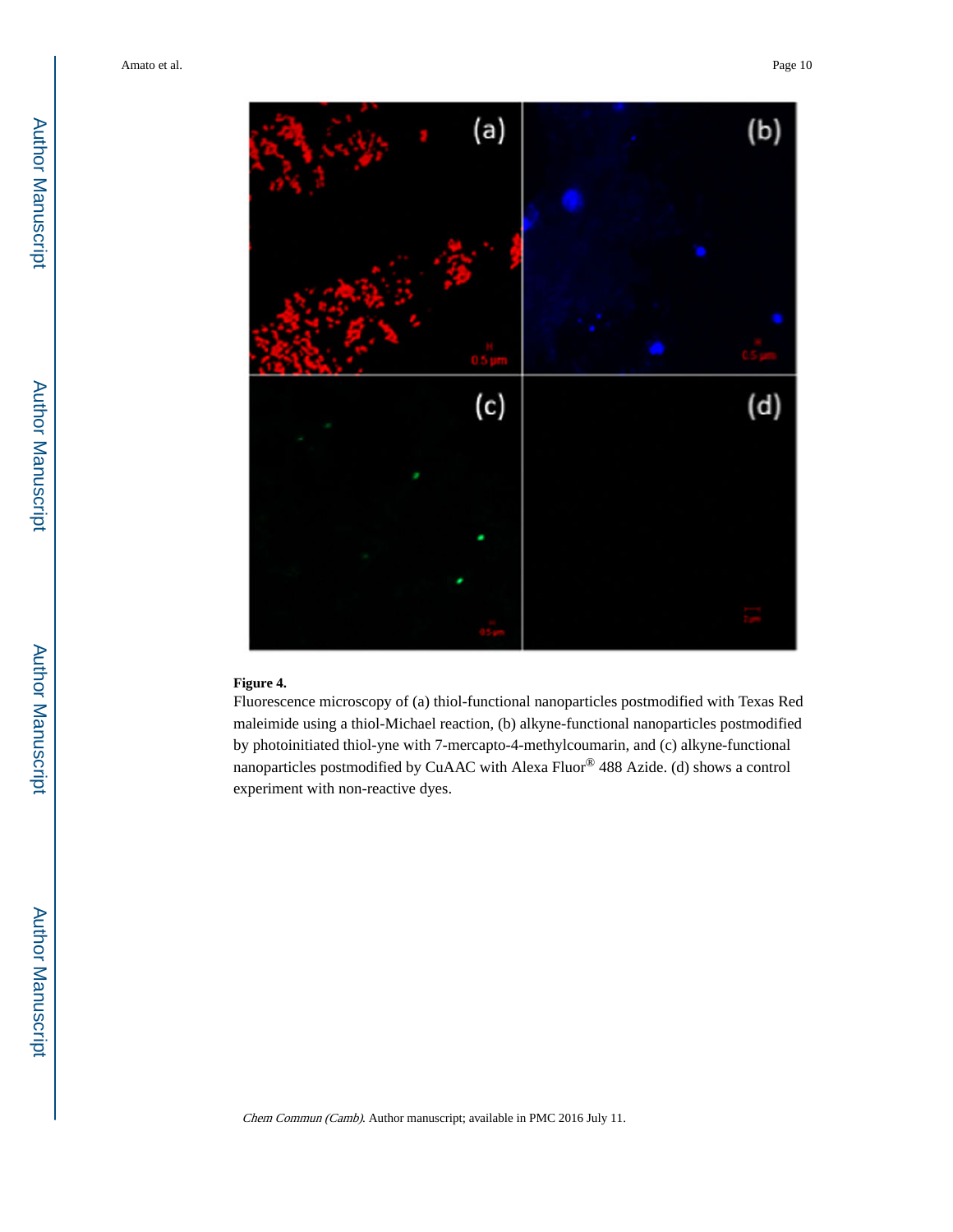**Figure 4.**

Fluorescence microscopy of (a) thiol-functional nanoparticles postmodified with Texas Red maleimide using a thiol-Michael reaction, (b) alkyne-functional nanoparticles postmodified by photoinitiated thiol-yne with 7-mercapto-4-methylcoumarin, and (c) alkyne-functional nanoparticles postmodified by CuAAC with Alexa Fluor® 488 Azide. (d) shows a control experiment with non-reactive dyes.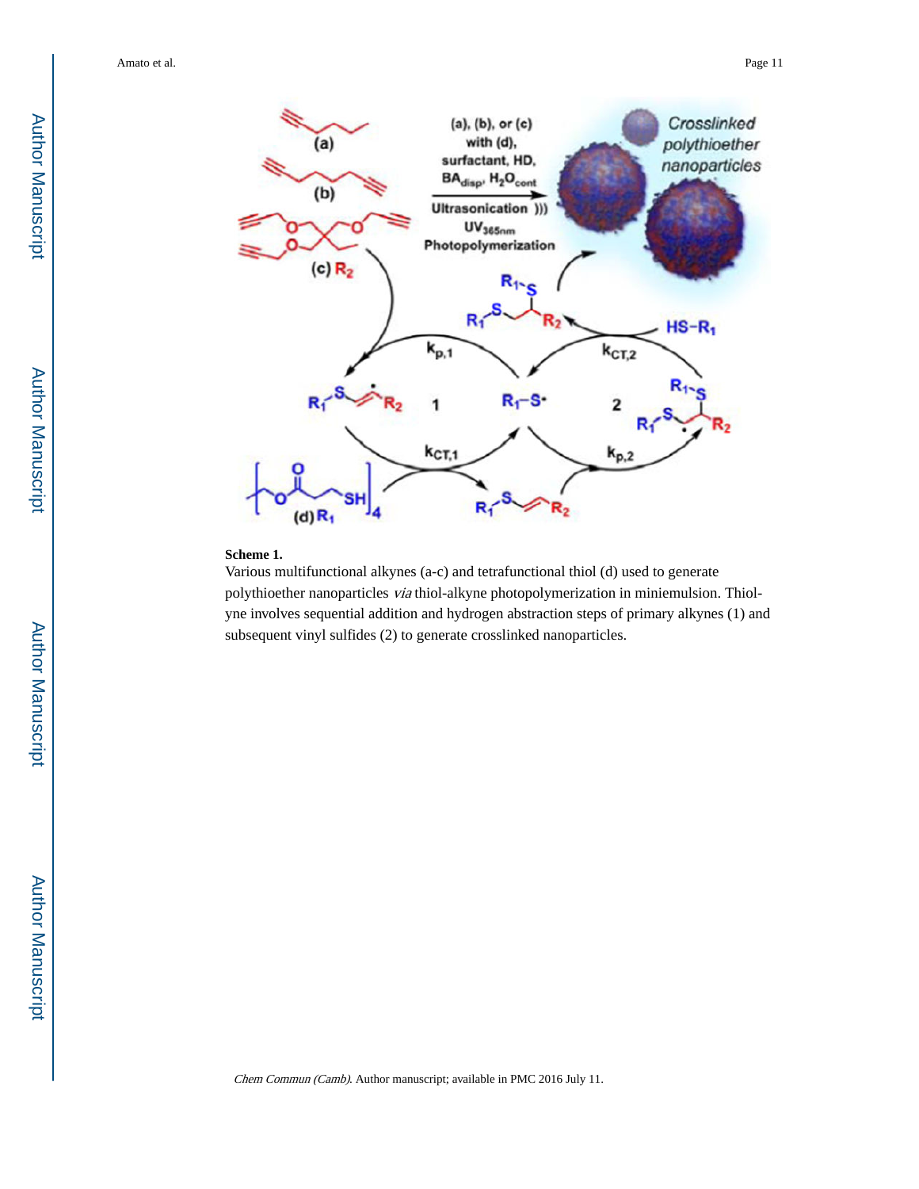**Scheme 1.**

Various multifunctional alkynes (a-c) and tetrafunctional thiol (d) used to generate polythioether nanoparticles *via* thiol-alkyne photopolymerization in miniemulsion. Thiol-yne involves sequential addition and hydrogen abstraction steps of primary alkynes (1) and subsequent vinyl sulfides (2) to generate crosslinked nanoparticles.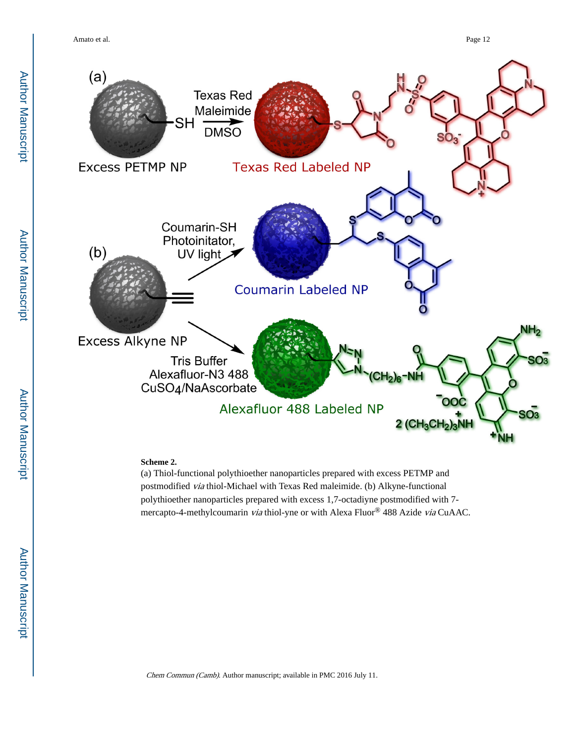**Scheme 2.**

(a) Thiol-functional polythioether nanoparticles prepared with excess PETMP and postmodified *via* thiol-Michael with Texas Red maleimide. (b) Alkyne-functional polythioether nanoparticles prepared with excess 1,7-octadiyne postmodified with 7-mercapto-4-methylcoumarin *via* thiol-yne or with Alexa Fluor® 488 Azide *via* CuAAC.